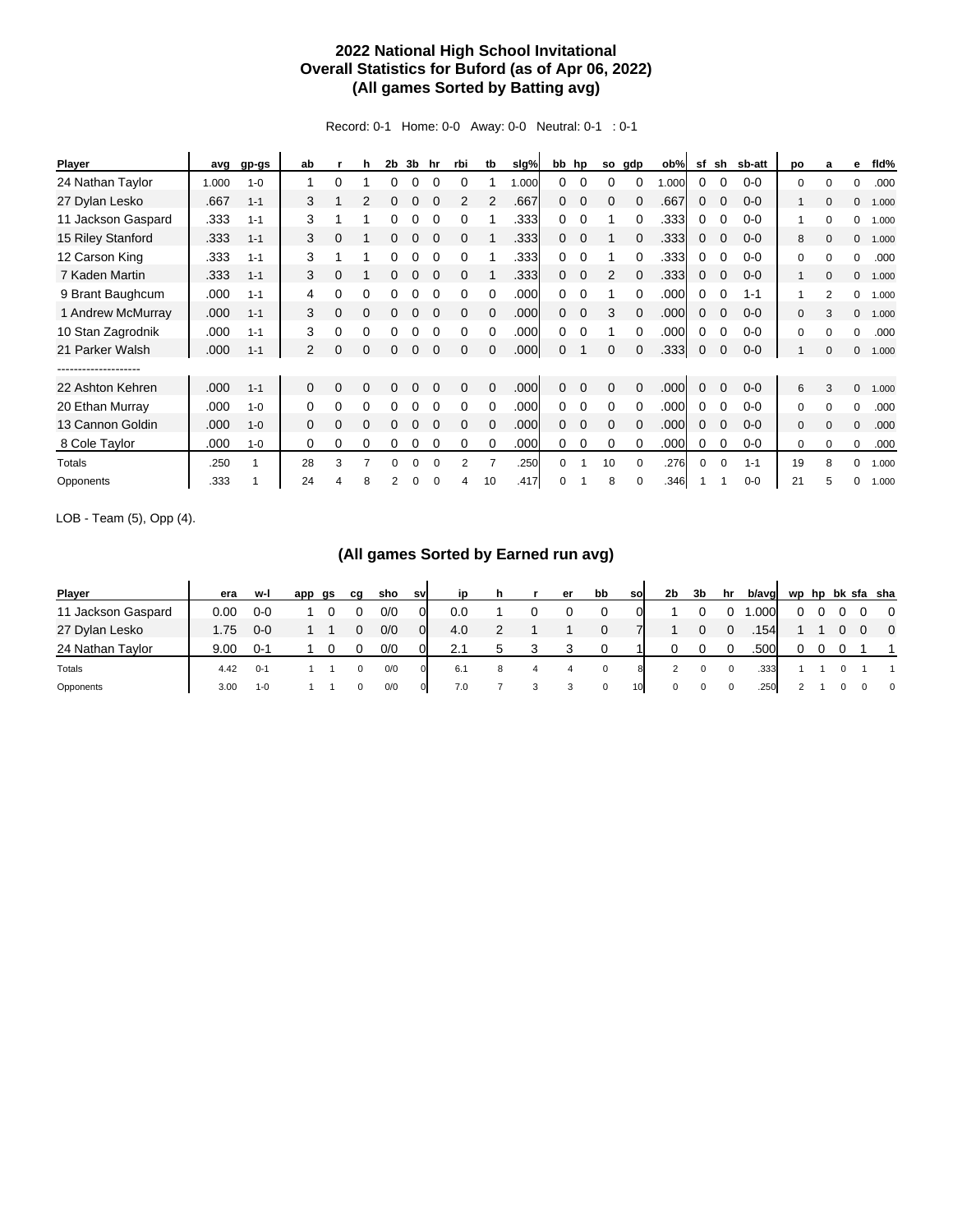# 2022 National High School Invitational
## Overall Statistics for Buford (as of Apr 06, 2022)
### (All games Sorted by Batting avg)

Record: 0-1 Home: 0-0 Away: 0-0 Neutral: 0-1 : 0-1

| Player | avg | gp-gs | ab | r | h | 2b | 3b | hr | rbi | tb | slg% | bb | hp | so | gdp | ob% | sf | sh | sb-att | po | a | e | fld% |
|---|---|---|---|---|---|---|---|---|---|---|---|---|---|---|---|---|---|---|---|---|---|---|---|
| 24 Nathan Taylor | 1.000 | 1-0 | 1 | 0 | 1 | 0 | 0 | 0 | 0 | 1 | 1.000 | 0 | 0 | 0 | 0 | 1.000 | 0 | 0 | 0-0 | 0 | 0 | 0 | .000 |
| 27 Dylan Lesko | .667 | 1-1 | 3 | 1 | 2 | 0 | 0 | 0 | 2 | 2 | .667 | 0 | 0 | 0 | 0 | .667 | 0 | 0 | 0-0 | 1 | 0 | 0 | 1.000 |
| 11 Jackson Gaspard | .333 | 1-1 | 3 | 1 | 1 | 0 | 0 | 0 | 0 | 1 | .333 | 0 | 0 | 1 | 0 | .333 | 0 | 0 | 0-0 | 1 | 0 | 0 | 1.000 |
| 15 Riley Stanford | .333 | 1-1 | 3 | 0 | 1 | 0 | 0 | 0 | 0 | 1 | .333 | 0 | 0 | 1 | 0 | .333 | 0 | 0 | 0-0 | 8 | 0 | 0 | 1.000 |
| 12 Carson King | .333 | 1-1 | 3 | 1 | 1 | 0 | 0 | 0 | 0 | 1 | .333 | 0 | 0 | 1 | 0 | .333 | 0 | 0 | 0-0 | 0 | 0 | 0 | .000 |
| 7 Kaden Martin | .333 | 1-1 | 3 | 0 | 1 | 0 | 0 | 0 | 0 | 1 | .333 | 0 | 0 | 2 | 0 | .333 | 0 | 0 | 0-0 | 1 | 0 | 0 | 1.000 |
| 9 Brant Baughcum | .000 | 1-1 | 4 | 0 | 0 | 0 | 0 | 0 | 0 | 0 | .000 | 0 | 0 | 1 | 0 | .000 | 0 | 0 | 1-1 | 1 | 2 | 0 | 1.000 |
| 1 Andrew McMurray | .000 | 1-1 | 3 | 0 | 0 | 0 | 0 | 0 | 0 | 0 | .000 | 0 | 0 | 3 | 0 | .000 | 0 | 0 | 0-0 | 0 | 3 | 0 | 1.000 |
| 10 Stan Zagrodnik | .000 | 1-1 | 3 | 0 | 0 | 0 | 0 | 0 | 0 | 0 | .000 | 0 | 0 | 1 | 0 | .000 | 0 | 0 | 0-0 | 0 | 0 | 0 | .000 |
| 21 Parker Walsh | .000 | 1-1 | 2 | 0 | 0 | 0 | 0 | 0 | 0 | 0 | .000 | 0 | 1 | 0 | 0 | .333 | 0 | 0 | 0-0 | 1 | 0 | 0 | 1.000 |
| -------------------- | | | | | | | | | | | | | | | | | | | | | | | |
| 22 Ashton Kehren | .000 | 1-1 | 0 | 0 | 0 | 0 | 0 | 0 | 0 | 0 | .000 | 0 | 0 | 0 | 0 | .000 | 0 | 0 | 0-0 | 6 | 3 | 0 | 1.000 |
| 20 Ethan Murray | .000 | 1-0 | 0 | 0 | 0 | 0 | 0 | 0 | 0 | 0 | .000 | 0 | 0 | 0 | 0 | .000 | 0 | 0 | 0-0 | 0 | 0 | 0 | .000 |
| 13 Cannon Goldin | .000 | 1-0 | 0 | 0 | 0 | 0 | 0 | 0 | 0 | 0 | .000 | 0 | 0 | 0 | 0 | .000 | 0 | 0 | 0-0 | 0 | 0 | 0 | .000 |
| 8 Cole Taylor | .000 | 1-0 | 0 | 0 | 0 | 0 | 0 | 0 | 0 | 0 | .000 | 0 | 0 | 0 | 0 | .000 | 0 | 0 | 0-0 | 0 | 0 | 0 | .000 |
| Totals | .250 | 1 | 28 | 3 | 7 | 0 | 0 | 0 | 2 | 7 | .250 | 0 | 1 | 10 | 0 | .276 | 0 | 0 | 1-1 | 19 | 8 | 0 | 1.000 |
| Opponents | .333 | 1 | 24 | 4 | 8 | 2 | 0 | 0 | 4 | 10 | .417 | 0 | 1 | 8 | 0 | .346 | 1 | 1 | 0-0 | 21 | 5 | 0 | 1.000 |

LOB - Team (5), Opp (4).

### (All games Sorted by Earned run avg)

| Player | era | w-l | app | gs | cg | sho | sv | ip | h | r | er | bb | so | 2b | 3b | hr | b/avg | wp | hp | bk | sfa | sha |
|---|---|---|---|---|---|---|---|---|---|---|---|---|---|---|---|---|---|---|---|---|---|---|
| 11 Jackson Gaspard | 0.00 | 0-0 | 1 | 0 | 0 | 0/0 | 0 | 0.0 | 1 | 0 | 0 | 0 | 0 | 1 | 0 | 0 | 1.000 | 0 | 0 | 0 | 0 | 0 |
| 27 Dylan Lesko | 1.75 | 0-0 | 1 | 1 | 0 | 0/0 | 0 | 4.0 | 2 | 1 | 1 | 0 | 7 | 1 | 0 | 0 | .154 | 1 | 1 | 0 | 0 | 0 |
| 24 Nathan Taylor | 9.00 | 0-1 | 1 | 0 | 0 | 0/0 | 0 | 2.1 | 5 | 3 | 3 | 0 | 1 | 0 | 0 | 0 | .500 | 0 | 0 | 0 | 1 | 1 |
| Totals | 4.42 | 0-1 | 1 | 1 | 0 | 0/0 | 0 | 6.1 | 8 | 4 | 4 | 0 | 8 | 2 | 0 | 0 | .333 | 1 | 1 | 0 | 1 | 1 |
| Opponents | 3.00 | 1-0 | 1 | 1 | 0 | 0/0 | 0 | 7.0 | 7 | 3 | 3 | 0 | 10 | 0 | 0 | 0 | .250 | 2 | 1 | 0 | 0 | 0 |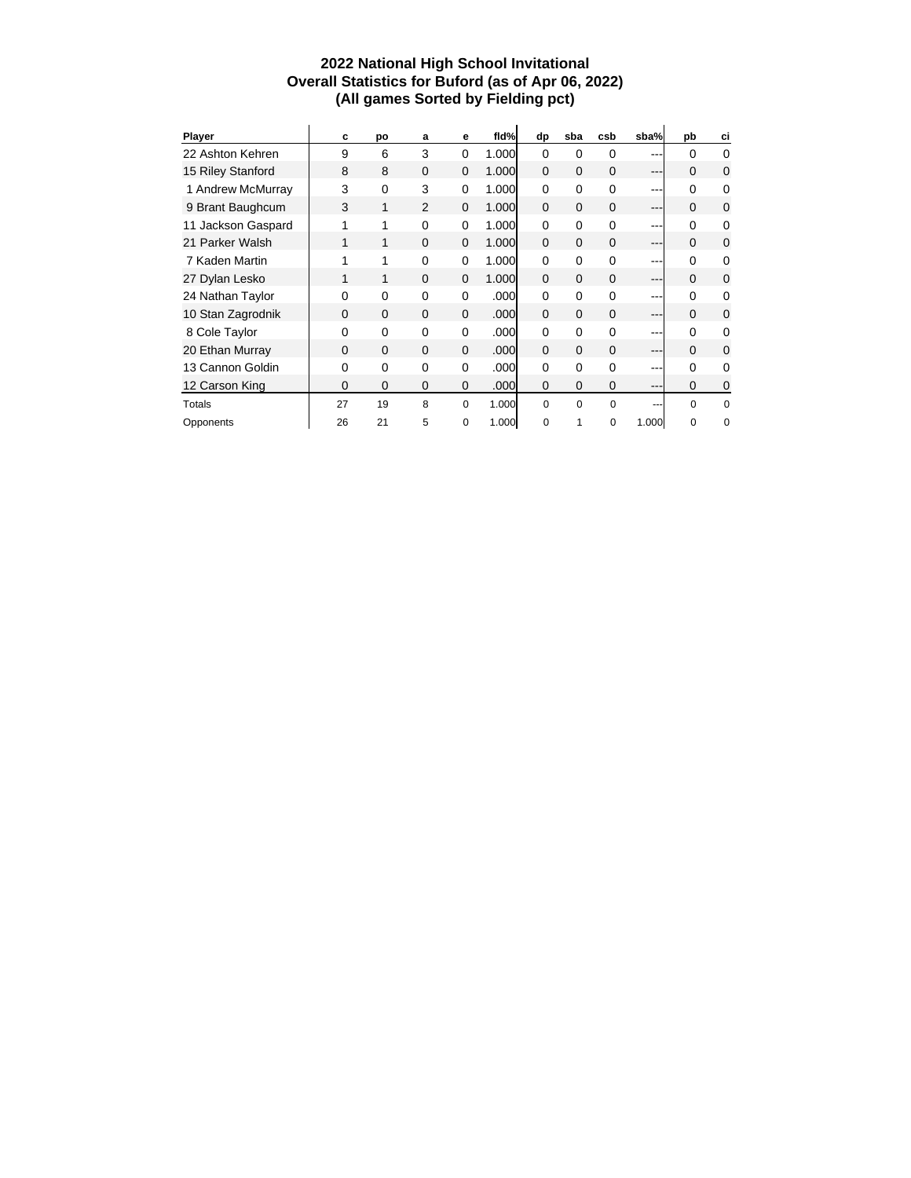# 2022 National High School Invitational
## Overall Statistics for Buford (as of Apr 06, 2022)
## (All games Sorted by Fielding pct)

| Player | c | po | a | e | fld% | dp | sba | csb | sba% | pb | ci |
|---|---|---|---|---|---|---|---|---|---|---|---|
| 22 Ashton Kehren | 9 | 6 | 3 | 0 | 1.000 | 0 | 0 | 0 | --- | 0 | 0 |
| 15 Riley Stanford | 8 | 8 | 0 | 0 | 1.000 | 0 | 0 | 0 | --- | 0 | 0 |
| 1 Andrew McMurray | 3 | 0 | 3 | 0 | 1.000 | 0 | 0 | 0 | --- | 0 | 0 |
| 9 Brant Baughcum | 3 | 1 | 2 | 0 | 1.000 | 0 | 0 | 0 | --- | 0 | 0 |
| 11 Jackson Gaspard | 1 | 1 | 0 | 0 | 1.000 | 0 | 0 | 0 | --- | 0 | 0 |
| 21 Parker Walsh | 1 | 1 | 0 | 0 | 1.000 | 0 | 0 | 0 | --- | 0 | 0 |
| 7 Kaden Martin | 1 | 1 | 0 | 0 | 1.000 | 0 | 0 | 0 | --- | 0 | 0 |
| 27 Dylan Lesko | 1 | 1 | 0 | 0 | 1.000 | 0 | 0 | 0 | --- | 0 | 0 |
| 24 Nathan Taylor | 0 | 0 | 0 | 0 | .000 | 0 | 0 | 0 | --- | 0 | 0 |
| 10 Stan Zagrodnik | 0 | 0 | 0 | 0 | .000 | 0 | 0 | 0 | --- | 0 | 0 |
| 8 Cole Taylor | 0 | 0 | 0 | 0 | .000 | 0 | 0 | 0 | --- | 0 | 0 |
| 20 Ethan Murray | 0 | 0 | 0 | 0 | .000 | 0 | 0 | 0 | --- | 0 | 0 |
| 13 Cannon Goldin | 0 | 0 | 0 | 0 | .000 | 0 | 0 | 0 | --- | 0 | 0 |
| 12 Carson King | 0 | 0 | 0 | 0 | .000 | 0 | 0 | 0 | --- | 0 | 0 |
| Totals | 27 | 19 | 8 | 0 | 1.000 | 0 | 0 | 0 | --- | 0 | 0 |
| Opponents | 26 | 21 | 5 | 0 | 1.000 | 0 | 1 | 0 | 1.000 | 0 | 0 |